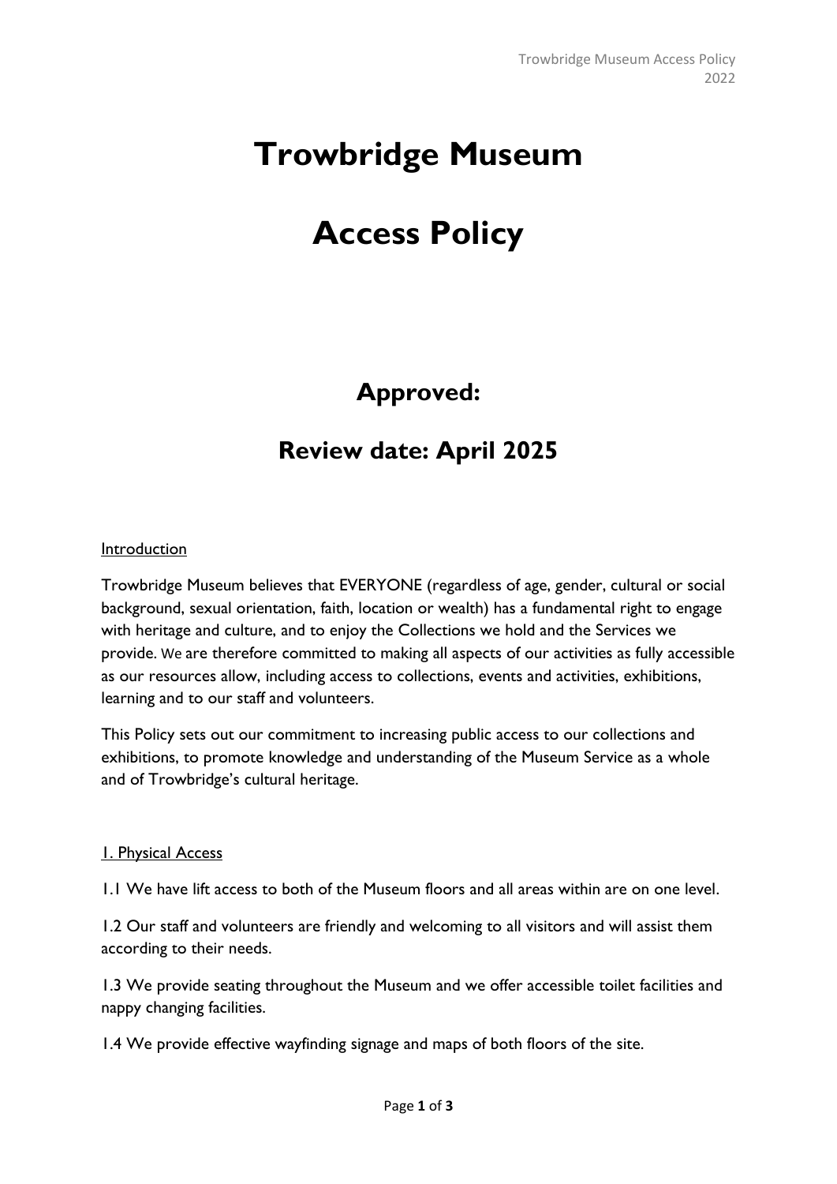# Trowbridge Museum

# Access Policy

## Approved:

## Review date: April 2025

Introduction

Trowbridge Museum believes that EVERYONE (regardless of age, gender, cultural or social background, sexual orientation, faith, location or wealth) has a fundamental right to engage with heritage and culture, and to enjoy the Collections we hold and the Services we provide. We are therefore committed to making all aspects of our activities as fully accessible as our resources allow, including access to collections, events and activities, exhibitions, learning and to our staff and volunteers.

This Policy sets out our commitment to increasing public access to our collections and exhibitions, to promote knowledge and understanding of the Museum Service as a whole and of Trowbridge's cultural heritage.

1. Physical Access

1.1 We have lift access to both of the Museum floors and all areas within are on one level.

1.2 Our staff and volunteers are friendly and welcoming to all visitors and will assist them according to their needs.

1.3 We provide seating throughout the Museum and we offer accessible toilet facilities and nappy changing facilities.

1.4 We provide effective wayfinding signage and maps of both floors of the site.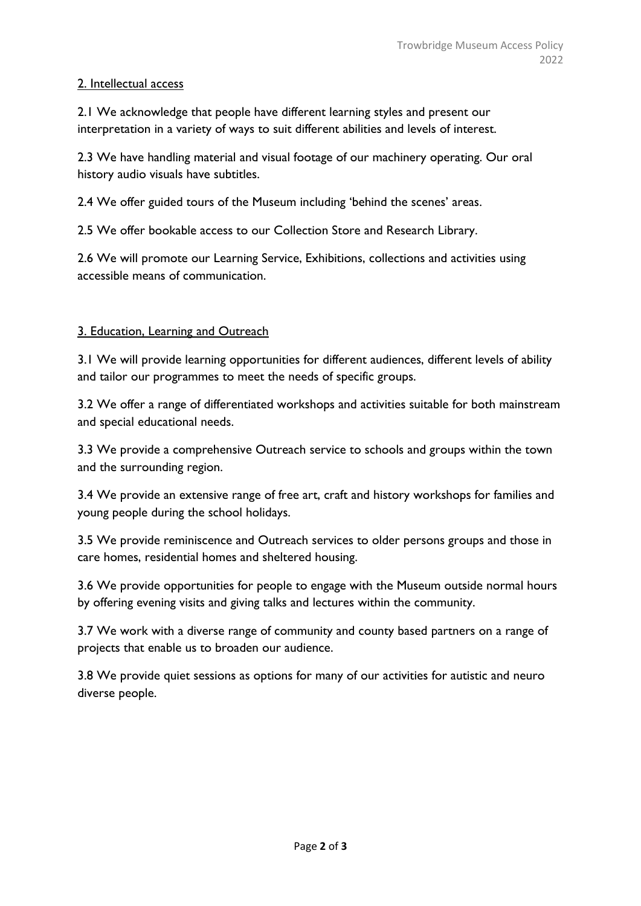## 2. Intellectual access

2.1 We acknowledge that people have different learning styles and present our interpretation in a variety of ways to suit different abilities and levels of interest.

2.3 We have handling material and visual footage of our machinery operating. Our oral history audio visuals have subtitles.

2.4 We offer guided tours of the Museum including 'behind the scenes' areas.

2.5 We offer bookable access to our Collection Store and Research Library.

2.6 We will promote our Learning Service, Exhibitions, collections and activities using accessible means of communication.

## 3. Education, Learning and Outreach

3.1 We will provide learning opportunities for different audiences, different levels of ability and tailor our programmes to meet the needs of specific groups.

3.2 We offer a range of differentiated workshops and activities suitable for both mainstream and special educational needs.

3.3 We provide a comprehensive Outreach service to schools and groups within the town and the surrounding region.

3.4 We provide an extensive range of free art, craft and history workshops for families and young people during the school holidays.

3.5 We provide reminiscence and Outreach services to older persons groups and those in care homes, residential homes and sheltered housing.

3.6 We provide opportunities for people to engage with the Museum outside normal hours by offering evening visits and giving talks and lectures within the community.

3.7 We work with a diverse range of community and county based partners on a range of projects that enable us to broaden our audience.

3.8 We provide quiet sessions as options for many of our activities for autistic and neuro diverse people.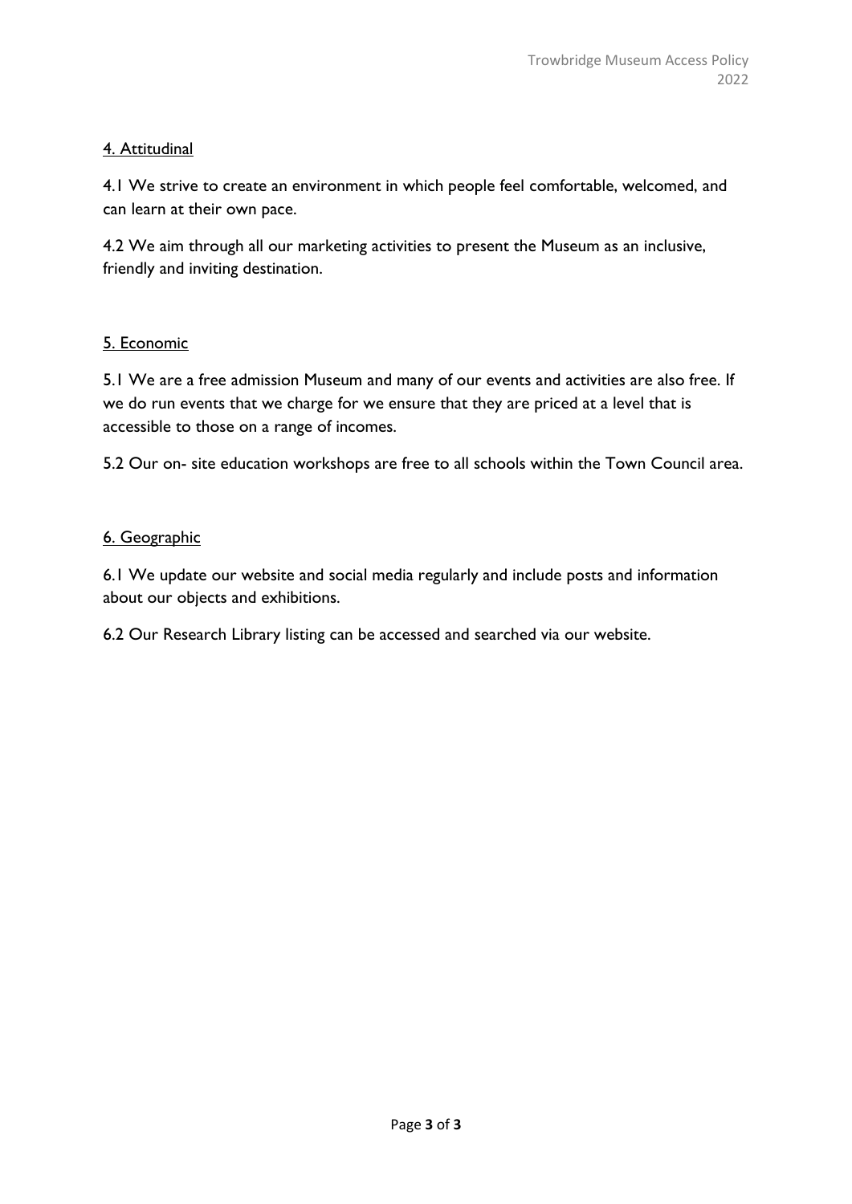## 4. Attitudinal

4.1 We strive to create an environment in which people feel comfortable, welcomed, and can learn at their own pace.

4.2 We aim through all our marketing activities to present the Museum as an inclusive, friendly and inviting destination.

## 5. Economic

5.1 We are a free admission Museum and many of our events and activities are also free. If we do run events that we charge for we ensure that they are priced at a level that is accessible to those on a range of incomes.

5.2 Our on- site education workshops are free to all schools within the Town Council area.

## 6. Geographic

6.1 We update our website and social media regularly and include posts and information about our objects and exhibitions.

6.2 Our Research Library listing can be accessed and searched via our website.